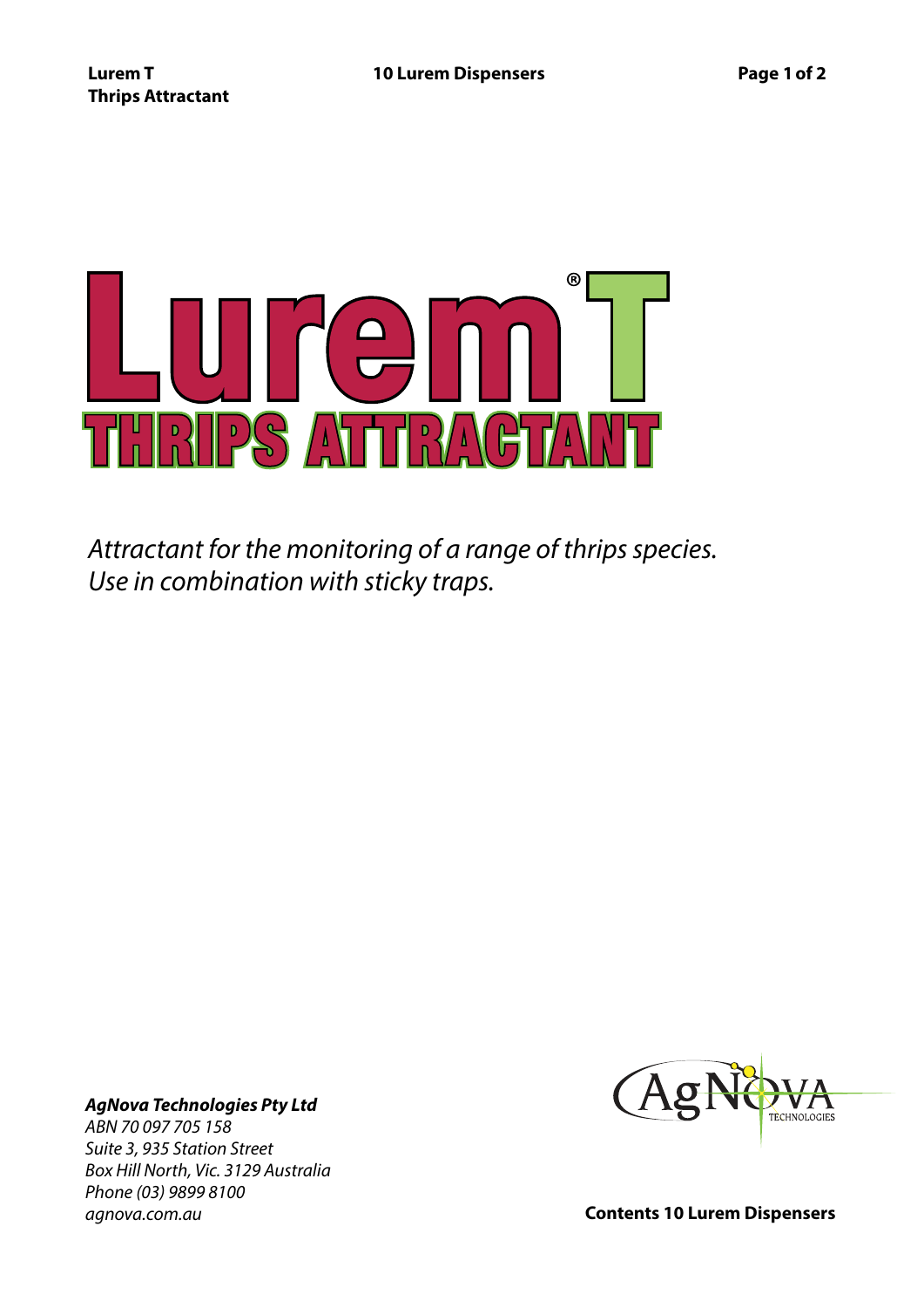# Lurem® T

## THRIPS ATTRACTANT

*Attractant for the monitoring of a range of thrips species.*
*Use in combination with sticky traps.*

***AgNova Technologies Pty Ltd***
*ABN 70 097 705 158*
*Suite 3, 935 Station Street*
*Box Hill North, Vic. 3129 Australia*
*Phone (03) 9899 8100*
*agnova.com.au*

AgNova TECHNOLOGIES

**Contents 10 Lurem Dispensers**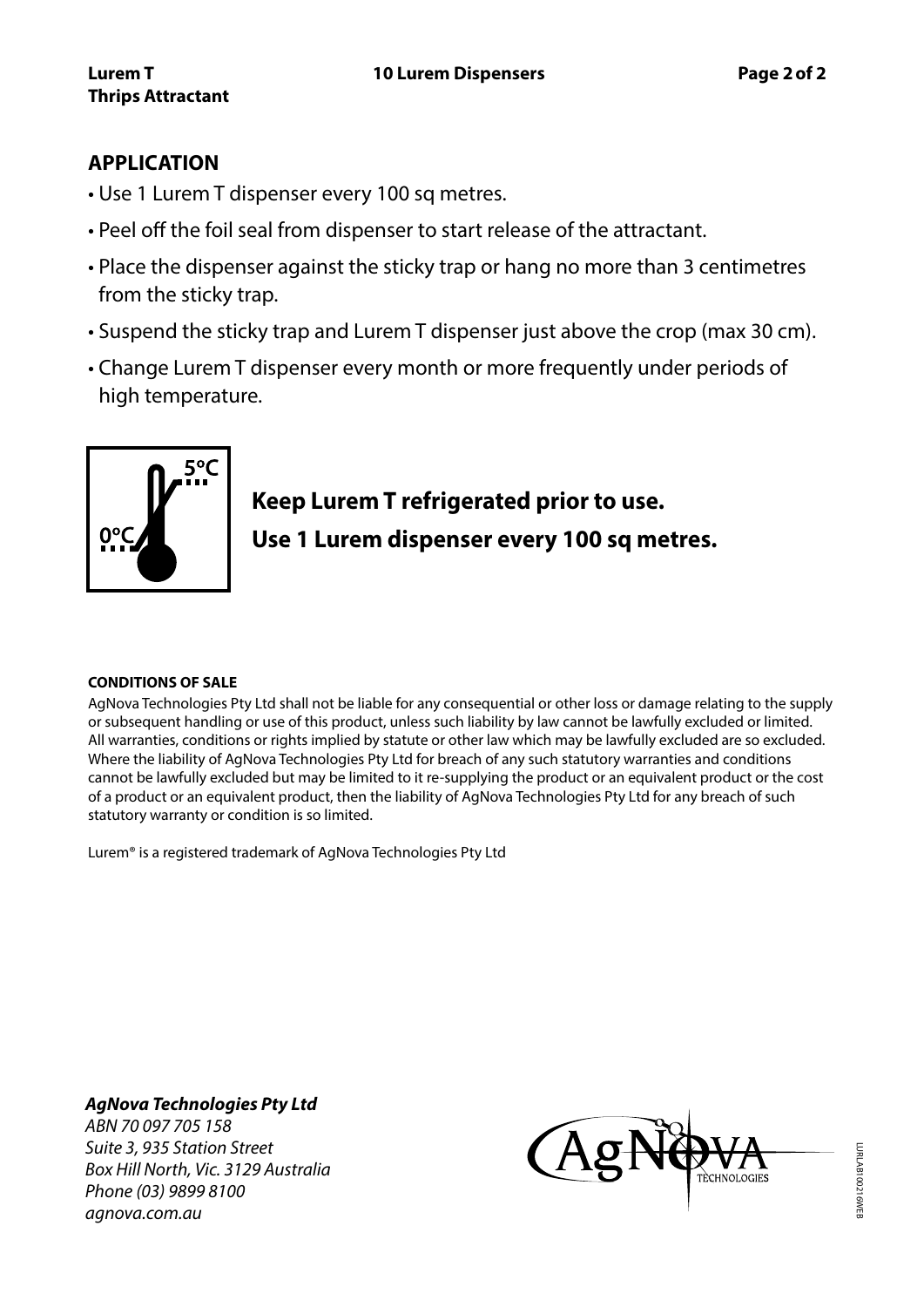## APPLICATION

- Use 1 Lurem T dispenser every 100 sq metres.
- Peel off the foil seal from dispenser to start release of the attractant.
- Place the dispenser against the sticky trap or hang no more than 3 centimetres from the sticky trap.
- Suspend the sticky trap and Lurem T dispenser just above the crop (max 30 cm).
- Change Lurem T dispenser every month or more frequently under periods of high temperature.

5°C

0°C

**Keep Lurem T refrigerated prior to use.**

**Use 1 Lurem dispenser every 100 sq metres.**

**CONDITIONS OF SALE**

AgNova Technologies Pty Ltd shall not be liable for any consequential or other loss or damage relating to the supply or subsequent handling or use of this product, unless such liability by law cannot be lawfully excluded or limited. All warranties, conditions or rights implied by statute or other law which may be lawfully excluded are so excluded. Where the liability of AgNova Technologies Pty Ltd for breach of any such statutory warranties and conditions cannot be lawfully excluded but may be limited to it re-supplying the product or an equivalent product or the cost of a product or an equivalent product, then the liability of AgNova Technologies Pty Ltd for any breach of such statutory warranty or condition is so limited.

Lurem® is a registered trademark of AgNova Technologies Pty Ltd

***AgNova Technologies Pty Ltd***
*ABN 70 097 705 158*
*Suite 3, 935 Station Street*
*Box Hill North, Vic. 3129 Australia*
*Phone (03) 9899 8100*
*agnova.com.au*

AgNova TECHNOLOGIES

LURLAB10021 6WEB